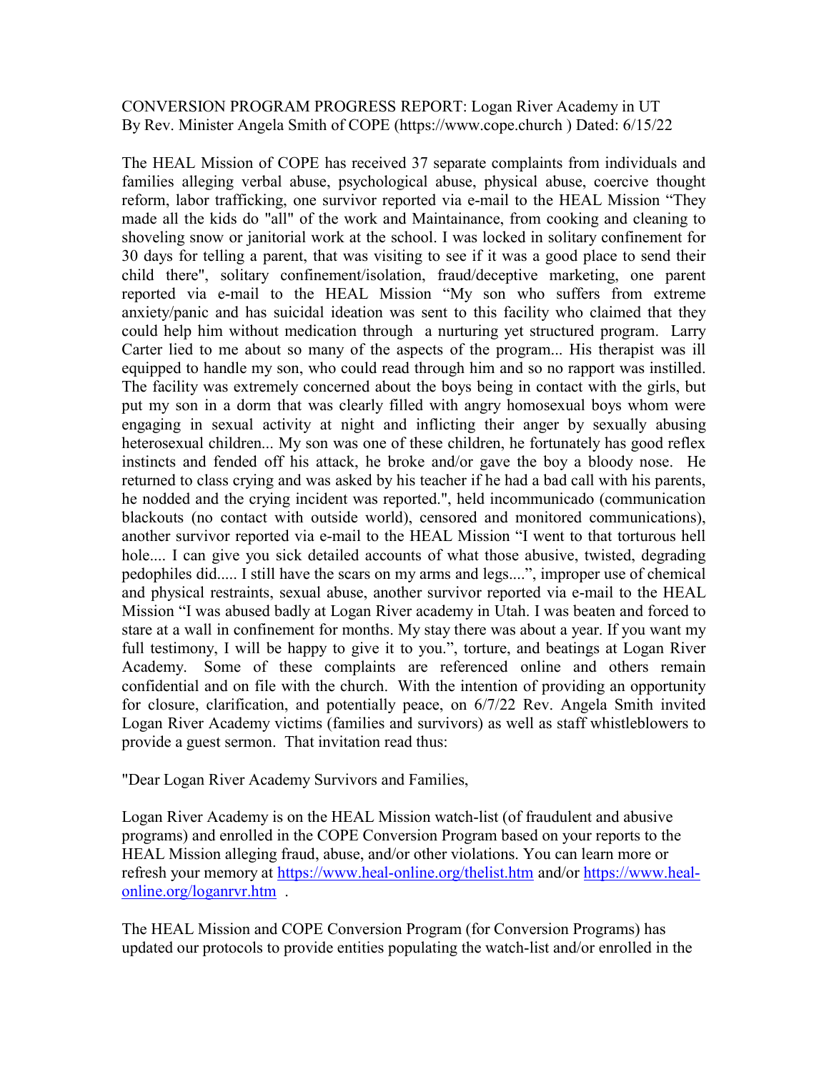CONVERSION PROGRAM PROGRESS REPORT: Logan River Academy in UT
By Rev. Minister Angela Smith of COPE (https://www.cope.church ) Dated: 6/15/22

The HEAL Mission of COPE has received 37 separate complaints from individuals and families alleging verbal abuse, psychological abuse, physical abuse, coercive thought reform, labor trafficking, one survivor reported via e-mail to the HEAL Mission "They made all the kids do "all" of the work and Maintainance, from cooking and cleaning to shoveling snow or janitorial work at the school. I was locked in solitary confinement for 30 days for telling a parent, that was visiting to see if it was a good place to send their child there", solitary confinement/isolation, fraud/deceptive marketing, one parent reported via e-mail to the HEAL Mission "My son who suffers from extreme anxiety/panic and has suicidal ideation was sent to this facility who claimed that they could help him without medication through a nurturing yet structured program. Larry Carter lied to me about so many of the aspects of the program... His therapist was ill equipped to handle my son, who could read through him and so no rapport was instilled. The facility was extremely concerned about the boys being in contact with the girls, but put my son in a dorm that was clearly filled with angry homosexual boys whom were engaging in sexual activity at night and inflicting their anger by sexually abusing heterosexual children... My son was one of these children, he fortunately has good reflex instincts and fended off his attack, he broke and/or gave the boy a bloody nose. He returned to class crying and was asked by his teacher if he had a bad call with his parents, he nodded and the crying incident was reported.", held incommunicado (communication blackouts (no contact with outside world), censored and monitored communications), another survivor reported via e-mail to the HEAL Mission "I went to that torturous hell hole.... I can give you sick detailed accounts of what those abusive, twisted, degrading pedophiles did..... I still have the scars on my arms and legs....", improper use of chemical and physical restraints, sexual abuse, another survivor reported via e-mail to the HEAL Mission "I was abused badly at Logan River academy in Utah. I was beaten and forced to stare at a wall in confinement for months. My stay there was about a year. If you want my full testimony, I will be happy to give it to you.", torture, and beatings at Logan River Academy. Some of these complaints are referenced online and others remain confidential and on file with the church. With the intention of providing an opportunity for closure, clarification, and potentially peace, on 6/7/22 Rev. Angela Smith invited Logan River Academy victims (families and survivors) as well as staff whistleblowers to provide a guest sermon. That invitation read thus:

"Dear Logan River Academy Survivors and Families,

Logan River Academy is on the HEAL Mission watch-list (of fraudulent and abusive programs) and enrolled in the COPE Conversion Program based on your reports to the HEAL Mission alleging fraud, abuse, and/or other violations. You can learn more or refresh your memory at https://www.heal-online.org/thelist.htm and/or https://www.heal-online.org/loganrvr.htm .

The HEAL Mission and COPE Conversion Program (for Conversion Programs) has updated our protocols to provide entities populating the watch-list and/or enrolled in the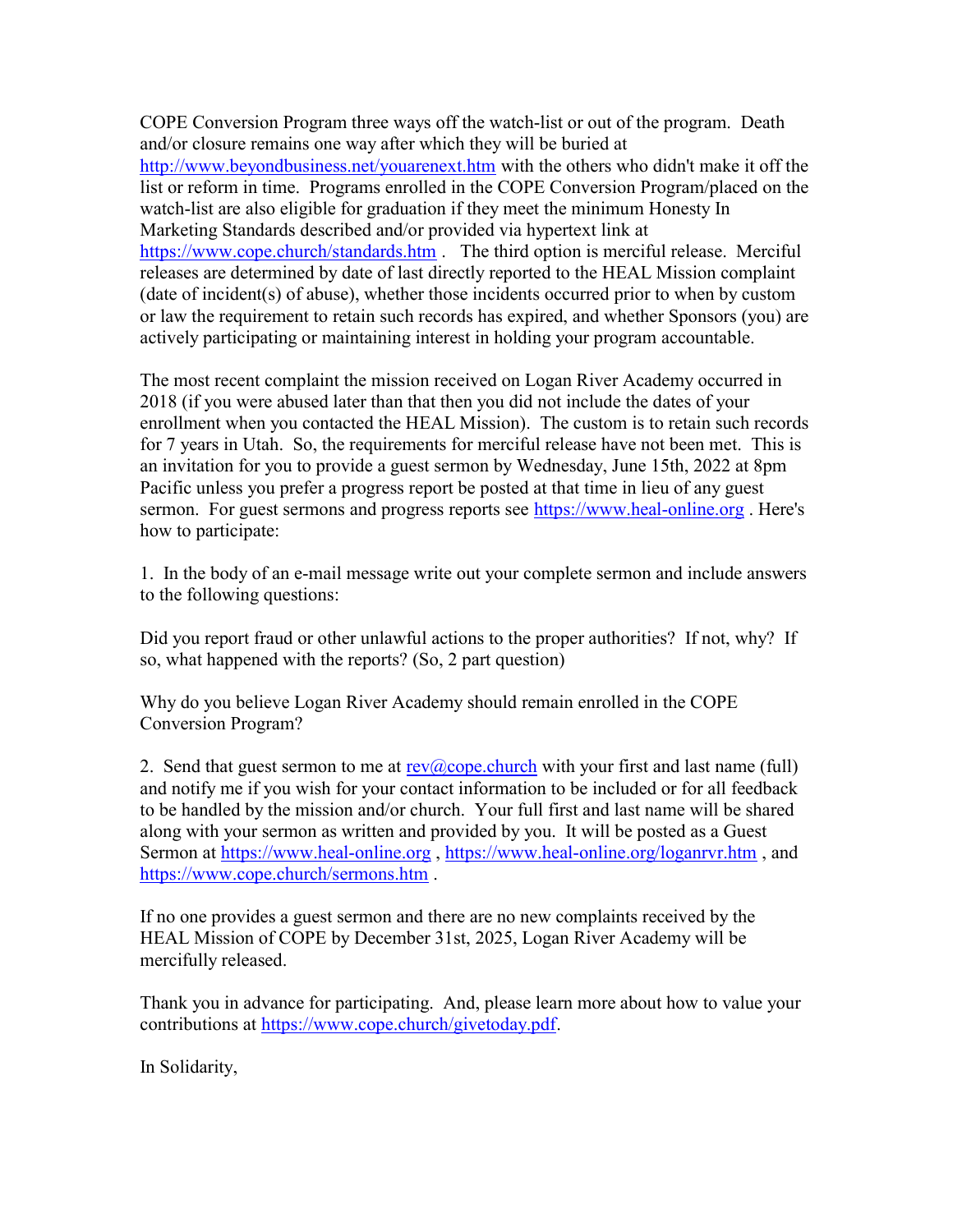COPE Conversion Program three ways off the watch-list or out of the program. Death and/or closure remains one way after which they will be buried at http://www.beyondbusiness.net/youarenext.htm with the others who didn't make it off the list or reform in time. Programs enrolled in the COPE Conversion Program/placed on the watch-list are also eligible for graduation if they meet the minimum Honesty In Marketing Standards described and/or provided via hypertext link at https://www.cope.church/standards.htm . The third option is merciful release. Merciful releases are determined by date of last directly reported to the HEAL Mission complaint (date of incident(s) of abuse), whether those incidents occurred prior to when by custom or law the requirement to retain such records has expired, and whether Sponsors (you) are actively participating or maintaining interest in holding your program accountable.

The most recent complaint the mission received on Logan River Academy occurred in 2018 (if you were abused later than that then you did not include the dates of your enrollment when you contacted the HEAL Mission). The custom is to retain such records for 7 years in Utah. So, the requirements for merciful release have not been met. This is an invitation for you to provide a guest sermon by Wednesday, June 15th, 2022 at 8pm Pacific unless you prefer a progress report be posted at that time in lieu of any guest sermon. For guest sermons and progress reports see https://www.heal-online.org . Here's how to participate:

1. In the body of an e-mail message write out your complete sermon and include answers to the following questions:

Did you report fraud or other unlawful actions to the proper authorities? If not, why? If so, what happened with the reports? (So, 2 part question)

Why do you believe Logan River Academy should remain enrolled in the COPE Conversion Program?

2. Send that guest sermon to me at rev@cope.church with your first and last name (full) and notify me if you wish for your contact information to be included or for all feedback to be handled by the mission and/or church. Your full first and last name will be shared along with your sermon as written and provided by you. It will be posted as a Guest Sermon at https://www.heal-online.org , https://www.heal-online.org/loganrvr.htm , and https://www.cope.church/sermons.htm .

If no one provides a guest sermon and there are no new complaints received by the HEAL Mission of COPE by December 31st, 2025, Logan River Academy will be mercifully released.

Thank you in advance for participating. And, please learn more about how to value your contributions at https://www.cope.church/givetoday.pdf.

In Solidarity,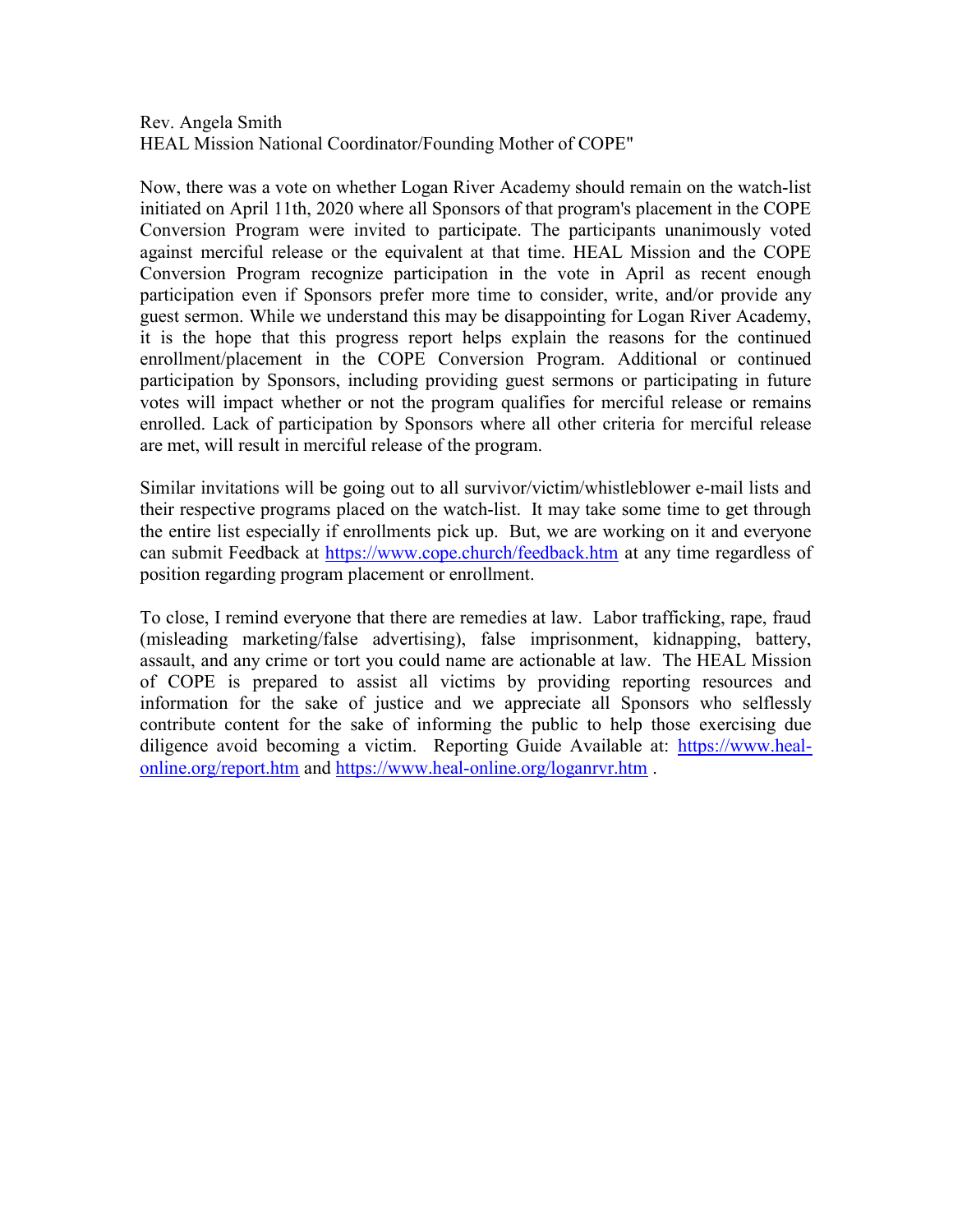Rev. Angela Smith
HEAL Mission National Coordinator/Founding Mother of COPE"

Now, there was a vote on whether Logan River Academy should remain on the watch-list initiated on April 11th, 2020 where all Sponsors of that program's placement in the COPE Conversion Program were invited to participate. The participants unanimously voted against merciful release or the equivalent at that time. HEAL Mission and the COPE Conversion Program recognize participation in the vote in April as recent enough participation even if Sponsors prefer more time to consider, write, and/or provide any guest sermon. While we understand this may be disappointing for Logan River Academy, it is the hope that this progress report helps explain the reasons for the continued enrollment/placement in the COPE Conversion Program. Additional or continued participation by Sponsors, including providing guest sermons or participating in future votes will impact whether or not the program qualifies for merciful release or remains enrolled. Lack of participation by Sponsors where all other criteria for merciful release are met, will result in merciful release of the program.

Similar invitations will be going out to all survivor/victim/whistleblower e-mail lists and their respective programs placed on the watch-list. It may take some time to get through the entire list especially if enrollments pick up. But, we are working on it and everyone can submit Feedback at https://www.cope.church/feedback.htm at any time regardless of position regarding program placement or enrollment.

To close, I remind everyone that there are remedies at law. Labor trafficking, rape, fraud (misleading marketing/false advertising), false imprisonment, kidnapping, battery, assault, and any crime or tort you could name are actionable at law. The HEAL Mission of COPE is prepared to assist all victims by providing reporting resources and information for the sake of justice and we appreciate all Sponsors who selflessly contribute content for the sake of informing the public to help those exercising due diligence avoid becoming a victim. Reporting Guide Available at: https://www.heal-online.org/report.htm and https://www.heal-online.org/loganrvr.htm .